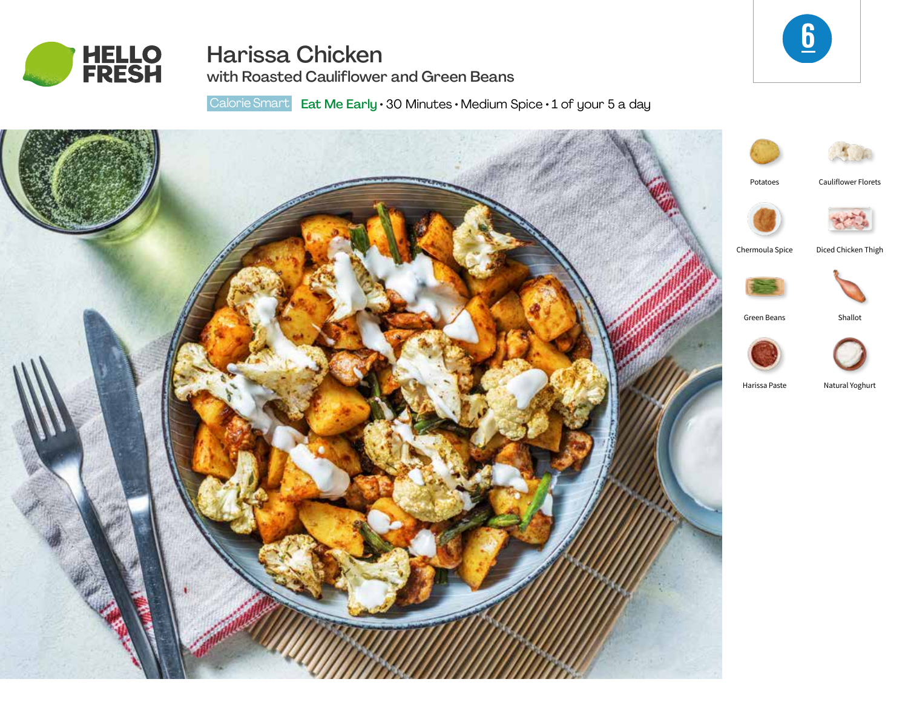HELLO FRESH

# Harissa Chicken

## with Roasted Cauliflower and Green Beans

Calorie Smart **Eat Me Early** • 30 Minutes • Medium Spice • 1 of your 5 a day

6

- Potatoes
- Cauliflower Florets
- Chermoula Spice
- Diced Chicken Thigh
- Green Beans
- Shallot
- Harissa Paste
- Natural Yoghurt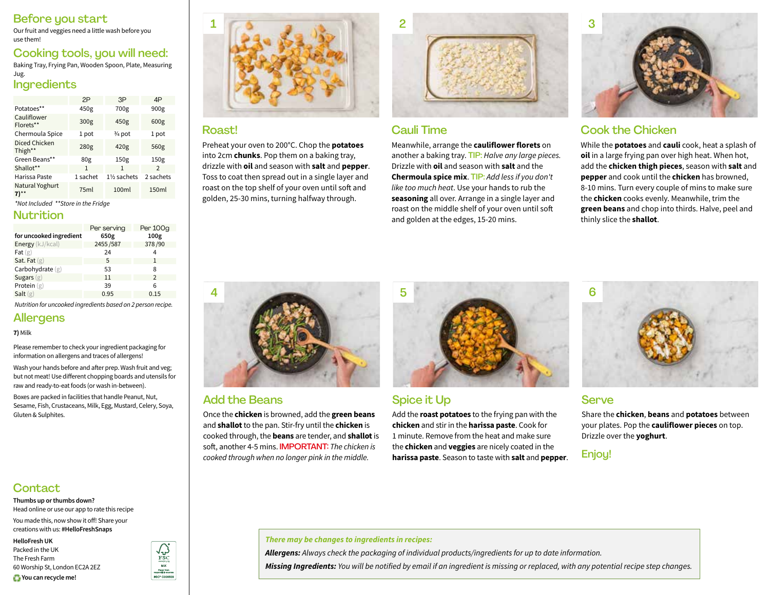## Before you start

Our fruit and veggies need a little wash before you use them!

## Cooking tools, you will need:

Baking Tray, Frying Pan, Wooden Spoon, Plate, Measuring Jug.

## Ingredients

| | 2P | 3P | 4P |
|---|---|---|---|
| Potatoes** | 450g | 700g | 900g |
| Cauliflower Florets** | 300g | 450g | 600g |
| Chermoula Spice | 1 pot | ¾ pot | 1 pot |
| Diced Chicken Thigh** | 280g | 420g | 560g |
| Green Beans** | 80g | 150g | 150g |
| Shallot** | 1 | 1 | 2 |
| Harissa Paste | 1 sachet | 1½ sachets | 2 sachets |
| Natural Yoghurt 7)** | 75ml | 100ml | 150ml |

*\*Not Included \*\*Store in the Fridge*

## Nutrition

| | Per serving | Per 100g |
|---|---|---|
| **for uncooked ingredient** | **650g** | **100g** |
| Energy (kJ/kcal) | 2455 /587 | 378 /90 |
| Fat (g) | 24 | 4 |
| Sat. Fat (g) | 5 | 1 |
| Carbohydrate (g) | 53 | 8 |
| Sugars (g) | 11 | 2 |
| Protein (g) | 39 | 6 |
| Salt (g) | 0.95 | 0.15 |

*Nutrition for uncooked ingredients based on 2 person recipe.*

## Allergens

**7)** Milk

Please remember to check your ingredient packaging for information on allergens and traces of allergens!

Wash your hands before and after prep. Wash fruit and veg; but not meat! Use different chopping boards and utensils for raw and ready-to-eat foods (or wash in-between).

Boxes are packed in facilities that handle Peanut, Nut, Sesame, Fish, Crustaceans, Milk, Egg, Mustard, Celery, Soya, Gluten & Sulphites.

## 1 Roast!

Preheat your oven to 200°C. Chop the **potatoes** into 2cm **chunks**. Pop them on a baking tray, drizzle with **oil** and season with **salt** and **pepper**. Toss to coat then spread out in a single layer and roast on the top shelf of your oven until soft and golden, 25-30 mins, turning halfway through.

## 2 Cauli Time

Meanwhile, arrange the **cauliflower florets** on another a baking tray. TIP: *Halve any large pieces.* Drizzle with **oil** and season with **salt** and the **Chermoula spice mix**. TIP: *Add less if you don't like too much heat*. Use your hands to rub the **seasoning** all over. Arrange in a single layer and roast on the middle shelf of your oven until soft and golden at the edges, 15-20 mins.

## 3 Cook the Chicken

While the **potatoes** and **cauli** cook, heat a splash of **oil** in a large frying pan over high heat. When hot, add the **chicken thigh pieces**, season with **salt** and **pepper** and cook until the **chicken** has browned, 8-10 mins. Turn every couple of mins to make sure the **chicken** cooks evenly. Meanwhile, trim the **green beans** and chop into thirds. Halve, peel and thinly slice the **shallot**.

## 4 Add the Beans

Once the **chicken** is browned, add the **green beans** and **shallot** to the pan. Stir-fry until the **chicken** is cooked through, the **beans** are tender, and **shallot** is soft, another 4-5 mins. IMPORTANT: *The chicken is cooked through when no longer pink in the middle.*

## 5 Spice it Up

Add the **roast potatoes** to the frying pan with the **chicken** and stir in the **harissa paste**. Cook for 1 minute. Remove from the heat and make sure the **chicken** and **veggies** are nicely coated in the **harissa paste**. Season to taste with **salt** and **pepper**.

## 6 Serve

Share the **chicken**, **beans** and **potatoes** between your plates. Pop the **cauliflower pieces** on top. Drizzle over the **yoghurt**.

Enjoy!

*There may be changes to ingredients in recipes:*

***Allergens:*** *Always check the packaging of individual products/ingredients for up to date information.*

***Missing Ingredients:*** *You will be notified by email if an ingredient is missing or replaced, with any potential recipe step changes.*

## Contact

**Thumbs up or thumbs down?**
Head online or use our app to rate this recipe

You made this, now show it off! Share your creations with us: **#HelloFreshSnaps**

**HelloFresh UK**
Packed in the UK
The Fresh Farm
60 Worship St, London EC2A 2EZ

**You can recycle me!**